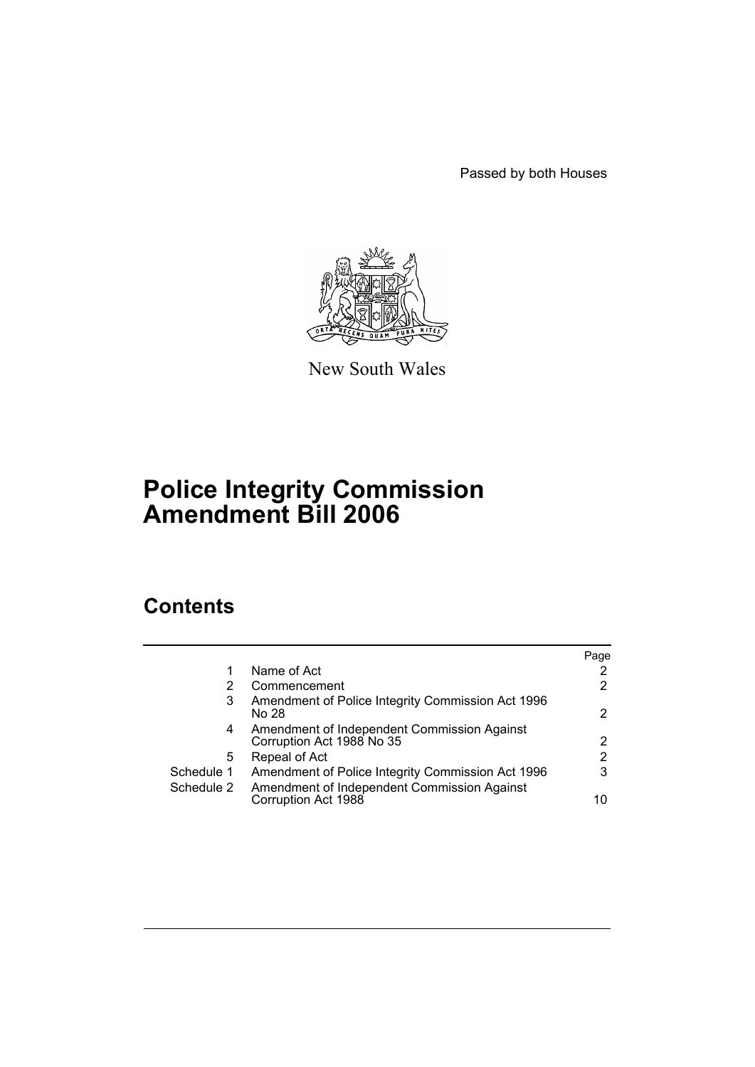Passed by both Houses

New South Wales

# Police Integrity Commission Amendment Bill 2006

## Contents

| | | Page |
|---|---|---|
| 1 | Name of Act | 2 |
| 2 | Commencement | 2 |
| 3 | Amendment of Police Integrity Commission Act 1996 No 28 | 2 |
| 4 | Amendment of Independent Commission Against Corruption Act 1988 No 35 | 2 |
| 5 | Repeal of Act | 2 |
| Schedule 1 | Amendment of Police Integrity Commission Act 1996 | 3 |
| Schedule 2 | Amendment of Independent Commission Against Corruption Act 1988 | 10 |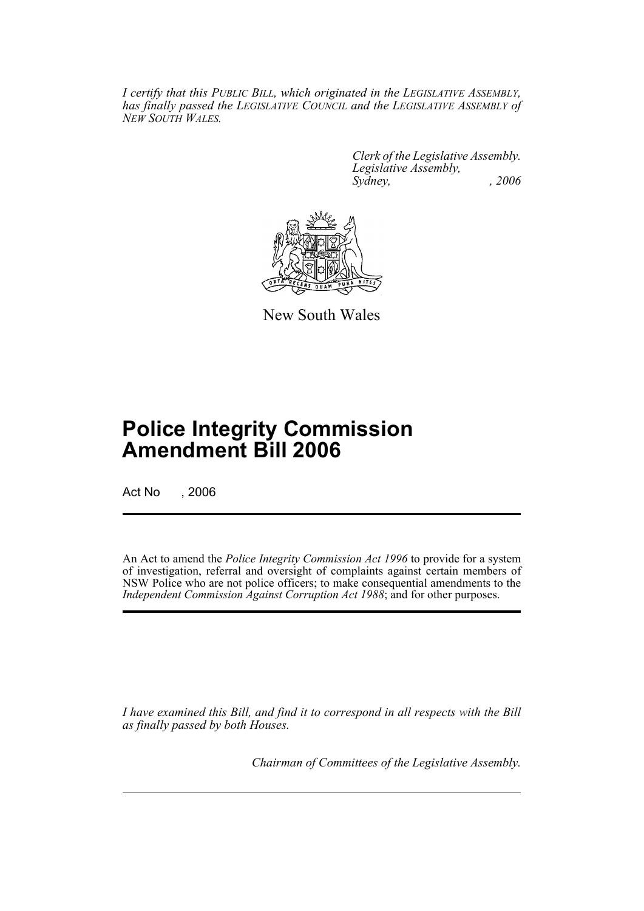*I certify that this PUBLIC BILL, which originated in the LEGISLATIVE ASSEMBLY, has finally passed the LEGISLATIVE COUNCIL and the LEGISLATIVE ASSEMBLY of NEW SOUTH WALES.*

*Clerk of the Legislative Assembly.*
*Legislative Assembly,*
*Sydney, , 2006*

New South Wales

# Police Integrity Commission Amendment Bill 2006

Act No , 2006

An Act to amend the *Police Integrity Commission Act 1996* to provide for a system of investigation, referral and oversight of complaints against certain members of NSW Police who are not police officers; to make consequential amendments to the *Independent Commission Against Corruption Act 1988*; and for other purposes.

*I have examined this Bill, and find it to correspond in all respects with the Bill as finally passed by both Houses.*

*Chairman of Committees of the Legislative Assembly.*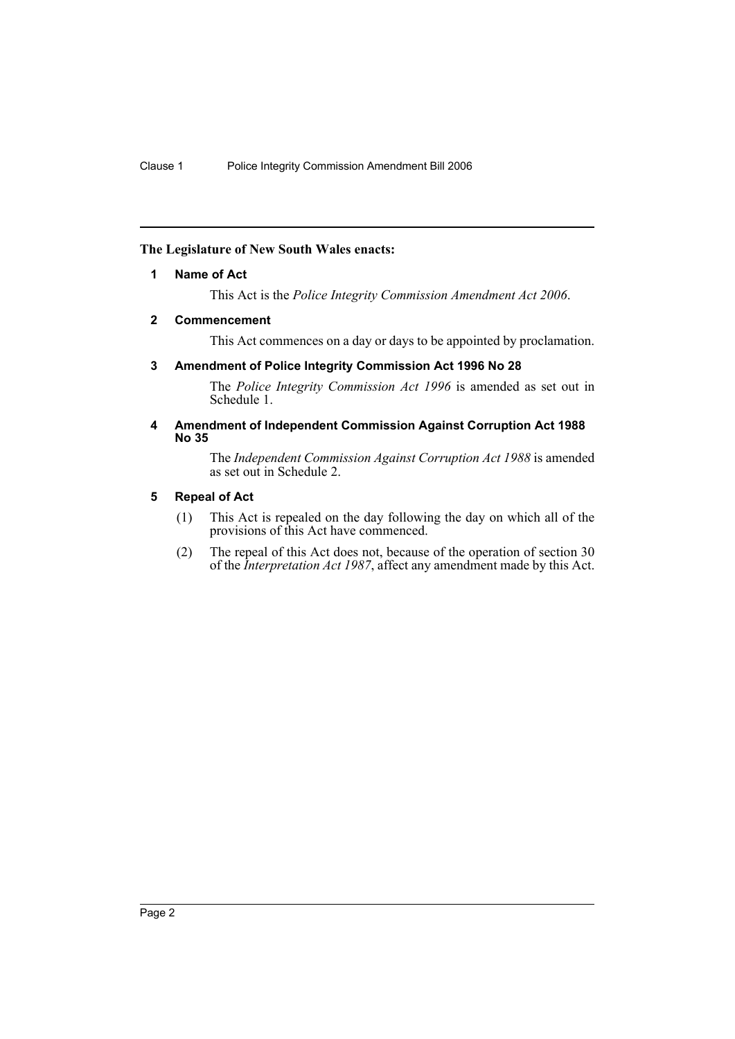**The Legislature of New South Wales enacts:**

**1 Name of Act**

This Act is the *Police Integrity Commission Amendment Act 2006*.

**2 Commencement**

This Act commences on a day or days to be appointed by proclamation.

**3 Amendment of Police Integrity Commission Act 1996 No 28**

The *Police Integrity Commission Act 1996* is amended as set out in Schedule 1.

**4 Amendment of Independent Commission Against Corruption Act 1988 No 35**

The *Independent Commission Against Corruption Act 1988* is amended as set out in Schedule 2.

**5 Repeal of Act**

(1) This Act is repealed on the day following the day on which all of the provisions of this Act have commenced.

(2) The repeal of this Act does not, because of the operation of section 30 of the *Interpretation Act 1987*, affect any amendment made by this Act.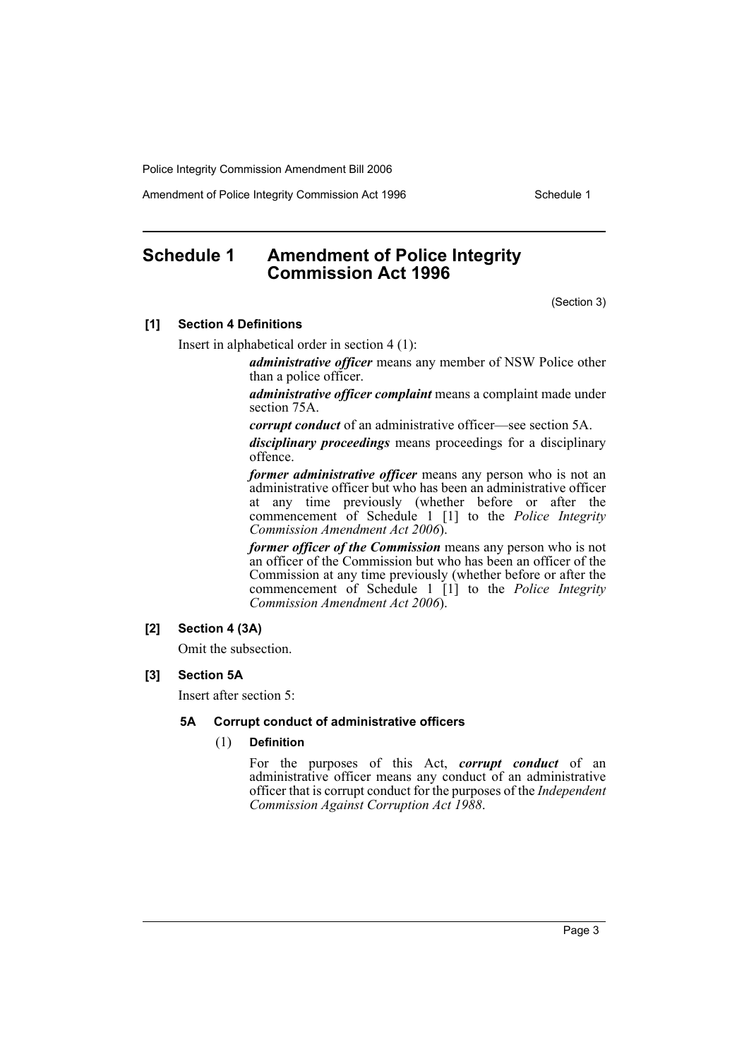# Schedule 1 Amendment of Police Integrity Commission Act 1996

(Section 3)

**[1] Section 4 Definitions**

Insert in alphabetical order in section 4 (1):

> ***administrative officer*** means any member of NSW Police other than a police officer.
>
> ***administrative officer complaint*** means a complaint made under section 75A.
>
> ***corrupt conduct*** of an administrative officer—see section 5A.
>
> ***disciplinary proceedings*** means proceedings for a disciplinary offence.
>
> ***former administrative officer*** means any person who is not an administrative officer but who has been an administrative officer at any time previously (whether before or after the commencement of Schedule 1 [1] to the *Police Integrity Commission Amendment Act 2006*).
>
> ***former officer of the Commission*** means any person who is not an officer of the Commission but who has been an officer of the Commission at any time previously (whether before or after the commencement of Schedule 1 [1] to the *Police Integrity Commission Amendment Act 2006*).

**[2] Section 4 (3A)**

Omit the subsection.

**[3] Section 5A**

Insert after section 5:

> **5A Corrupt conduct of administrative officers**
>
> (1) **Definition**
>
> For the purposes of this Act, ***corrupt conduct*** of an administrative officer means any conduct of an administrative officer that is corrupt conduct for the purposes of the *Independent Commission Against Corruption Act 1988*.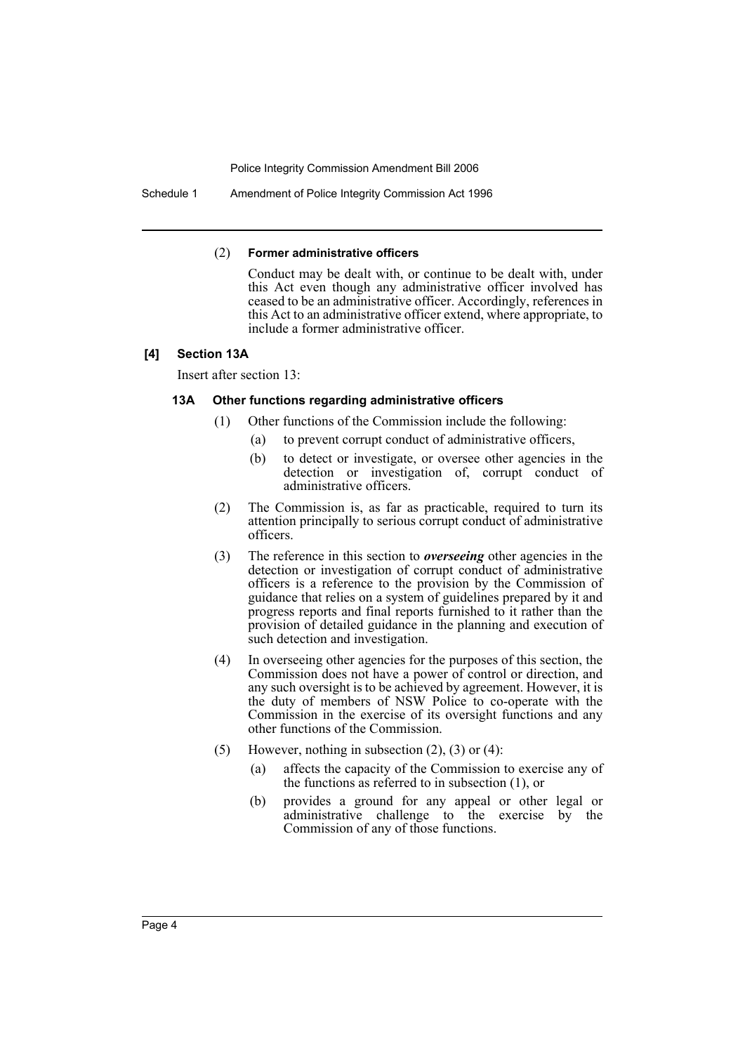(2) **Former administrative officers**

Conduct may be dealt with, or continue to be dealt with, under this Act even though any administrative officer involved has ceased to be an administrative officer. Accordingly, references in this Act to an administrative officer extend, where appropriate, to include a former administrative officer.

**[4] Section 13A**

Insert after section 13:

**13A Other functions regarding administrative officers**

(1) Other functions of the Commission include the following:

(a) to prevent corrupt conduct of administrative officers,

(b) to detect or investigate, or oversee other agencies in the detection or investigation of, corrupt conduct of administrative officers.

(2) The Commission is, as far as practicable, required to turn its attention principally to serious corrupt conduct of administrative officers.

(3) The reference in this section to ***overseeing*** other agencies in the detection or investigation of corrupt conduct of administrative officers is a reference to the provision by the Commission of guidance that relies on a system of guidelines prepared by it and progress reports and final reports furnished to it rather than the provision of detailed guidance in the planning and execution of such detection and investigation.

(4) In overseeing other agencies for the purposes of this section, the Commission does not have a power of control or direction, and any such oversight is to be achieved by agreement. However, it is the duty of members of NSW Police to co-operate with the Commission in the exercise of its oversight functions and any other functions of the Commission.

(5) However, nothing in subsection (2), (3) or (4):

(a) affects the capacity of the Commission to exercise any of the functions as referred to in subsection (1), or

(b) provides a ground for any appeal or other legal or administrative challenge to the exercise by the Commission of any of those functions.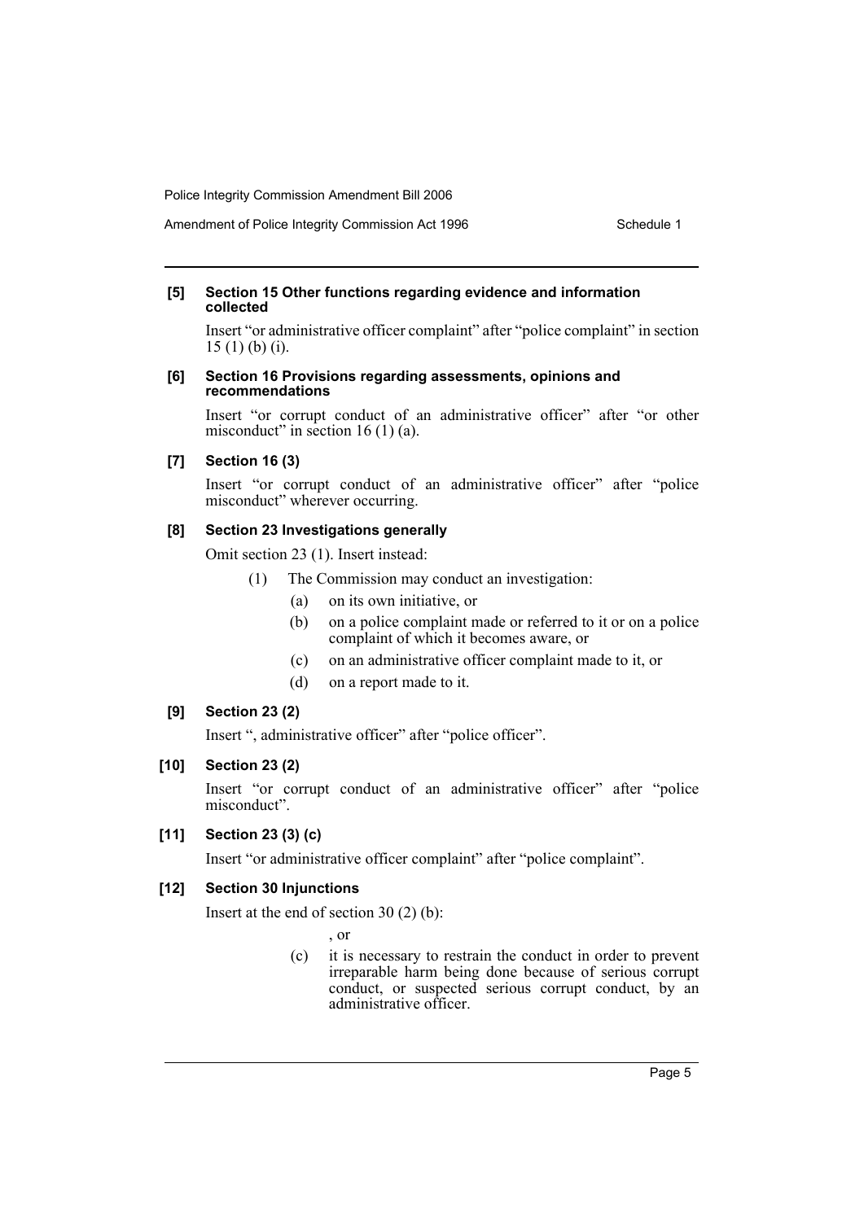**[5] Section 15 Other functions regarding evidence and information collected**

Insert "or administrative officer complaint" after "police complaint" in section 15 (1) (b) (i).

**[6] Section 16 Provisions regarding assessments, opinions and recommendations**

Insert "or corrupt conduct of an administrative officer" after "or other misconduct" in section 16 (1) (a).

**[7] Section 16 (3)**

Insert "or corrupt conduct of an administrative officer" after "police misconduct" wherever occurring.

**[8] Section 23 Investigations generally**

Omit section 23 (1). Insert instead:

(1) The Commission may conduct an investigation:

- (a) on its own initiative, or
- (b) on a police complaint made or referred to it or on a police complaint of which it becomes aware, or
- (c) on an administrative officer complaint made to it, or
- (d) on a report made to it.

**[9] Section 23 (2)**

Insert ", administrative officer" after "police officer".

**[10] Section 23 (2)**

Insert "or corrupt conduct of an administrative officer" after "police misconduct".

**[11] Section 23 (3) (c)**

Insert "or administrative officer complaint" after "police complaint".

**[12] Section 30 Injunctions**

Insert at the end of section 30 (2) (b):

, or

- (c) it is necessary to restrain the conduct in order to prevent irreparable harm being done because of serious corrupt conduct, or suspected serious corrupt conduct, by an administrative officer.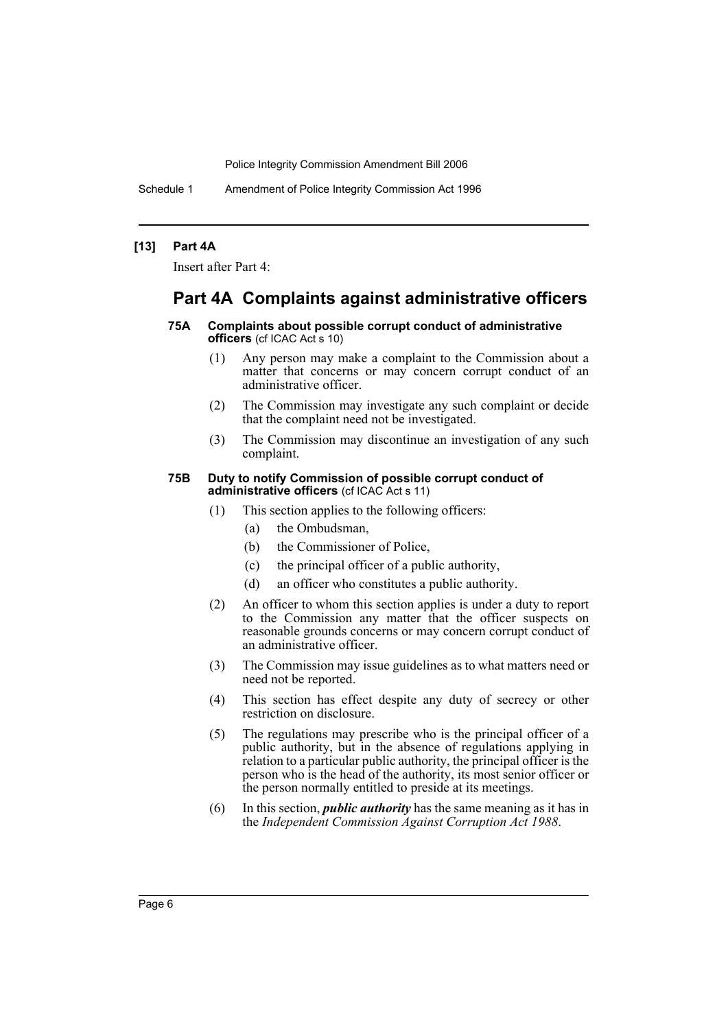**[13] Part 4A**

Insert after Part 4:

# Part 4A Complaints against administrative officers

#### 75A Complaints about possible corrupt conduct of administrative officers (cf ICAC Act s 10)

(1) Any person may make a complaint to the Commission about a matter that concerns or may concern corrupt conduct of an administrative officer.

(2) The Commission may investigate any such complaint or decide that the complaint need not be investigated.

(3) The Commission may discontinue an investigation of any such complaint.

#### 75B Duty to notify Commission of possible corrupt conduct of administrative officers (cf ICAC Act s 11)

(1) This section applies to the following officers:

- (a) the Ombudsman,
- (b) the Commissioner of Police,
- (c) the principal officer of a public authority,
- (d) an officer who constitutes a public authority.

(2) An officer to whom this section applies is under a duty to report to the Commission any matter that the officer suspects on reasonable grounds concerns or may concern corrupt conduct of an administrative officer.

(3) The Commission may issue guidelines as to what matters need or need not be reported.

(4) This section has effect despite any duty of secrecy or other restriction on disclosure.

(5) The regulations may prescribe who is the principal officer of a public authority, but in the absence of regulations applying in relation to a particular public authority, the principal officer is the person who is the head of the authority, its most senior officer or the person normally entitled to preside at its meetings.

(6) In this section, ***public authority*** has the same meaning as it has in the *Independent Commission Against Corruption Act 1988*.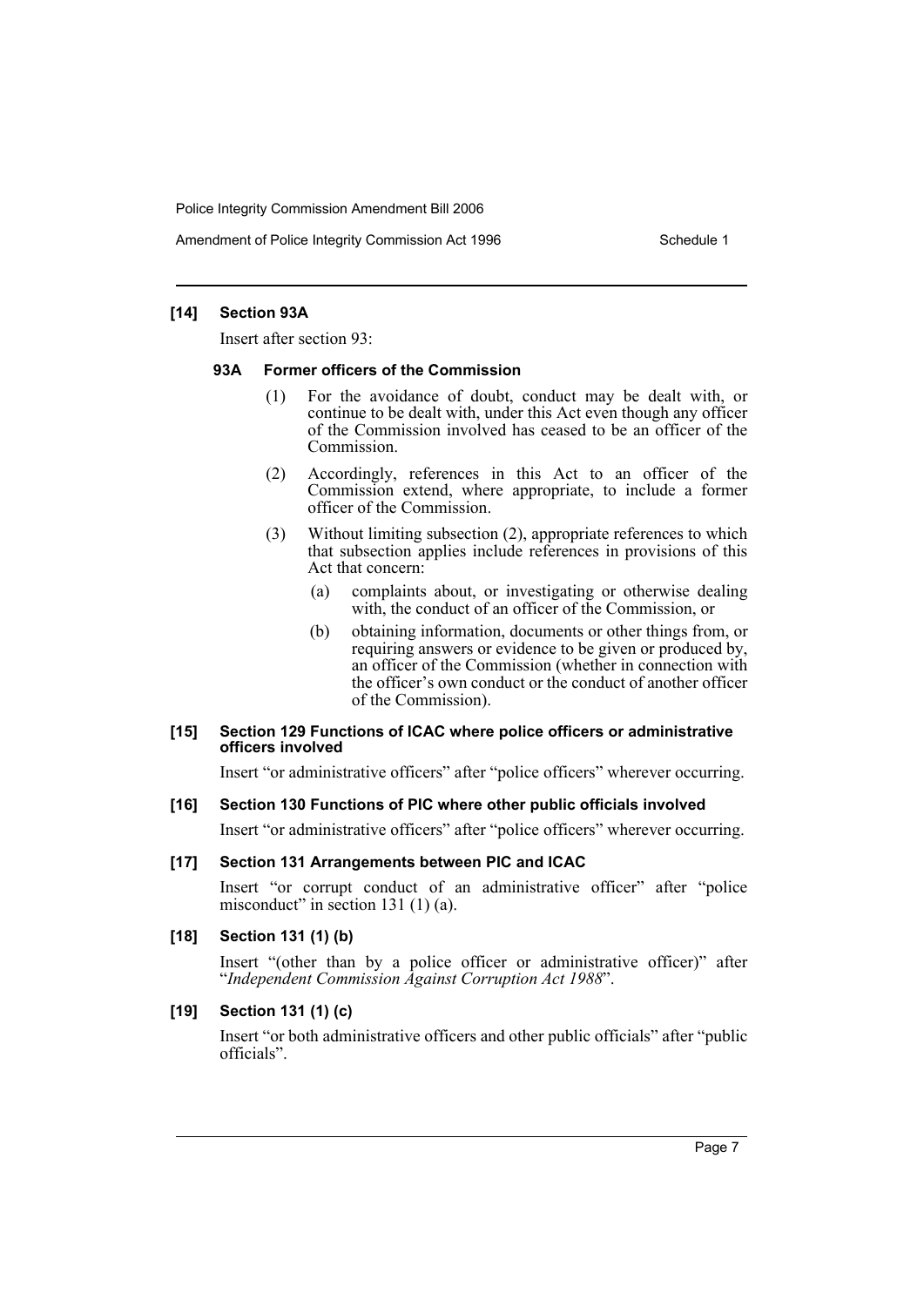**[14] Section 93A**

Insert after section 93:

**93A Former officers of the Commission**

(1) For the avoidance of doubt, conduct may be dealt with, or continue to be dealt with, under this Act even though any officer of the Commission involved has ceased to be an officer of the Commission.

(2) Accordingly, references in this Act to an officer of the Commission extend, where appropriate, to include a former officer of the Commission.

(3) Without limiting subsection (2), appropriate references to which that subsection applies include references in provisions of this Act that concern:

(a) complaints about, or investigating or otherwise dealing with, the conduct of an officer of the Commission, or

(b) obtaining information, documents or other things from, or requiring answers or evidence to be given or produced by, an officer of the Commission (whether in connection with the officer's own conduct or the conduct of another officer of the Commission).

**[15] Section 129 Functions of ICAC where police officers or administrative officers involved**

Insert "or administrative officers" after "police officers" wherever occurring.

**[16] Section 130 Functions of PIC where other public officials involved**

Insert "or administrative officers" after "police officers" wherever occurring.

**[17] Section 131 Arrangements between PIC and ICAC**

Insert "or corrupt conduct of an administrative officer" after "police misconduct" in section 131 (1) (a).

**[18] Section 131 (1) (b)**

Insert "(other than by a police officer or administrative officer)" after "*Independent Commission Against Corruption Act 1988*".

**[19] Section 131 (1) (c)**

Insert "or both administrative officers and other public officials" after "public officials".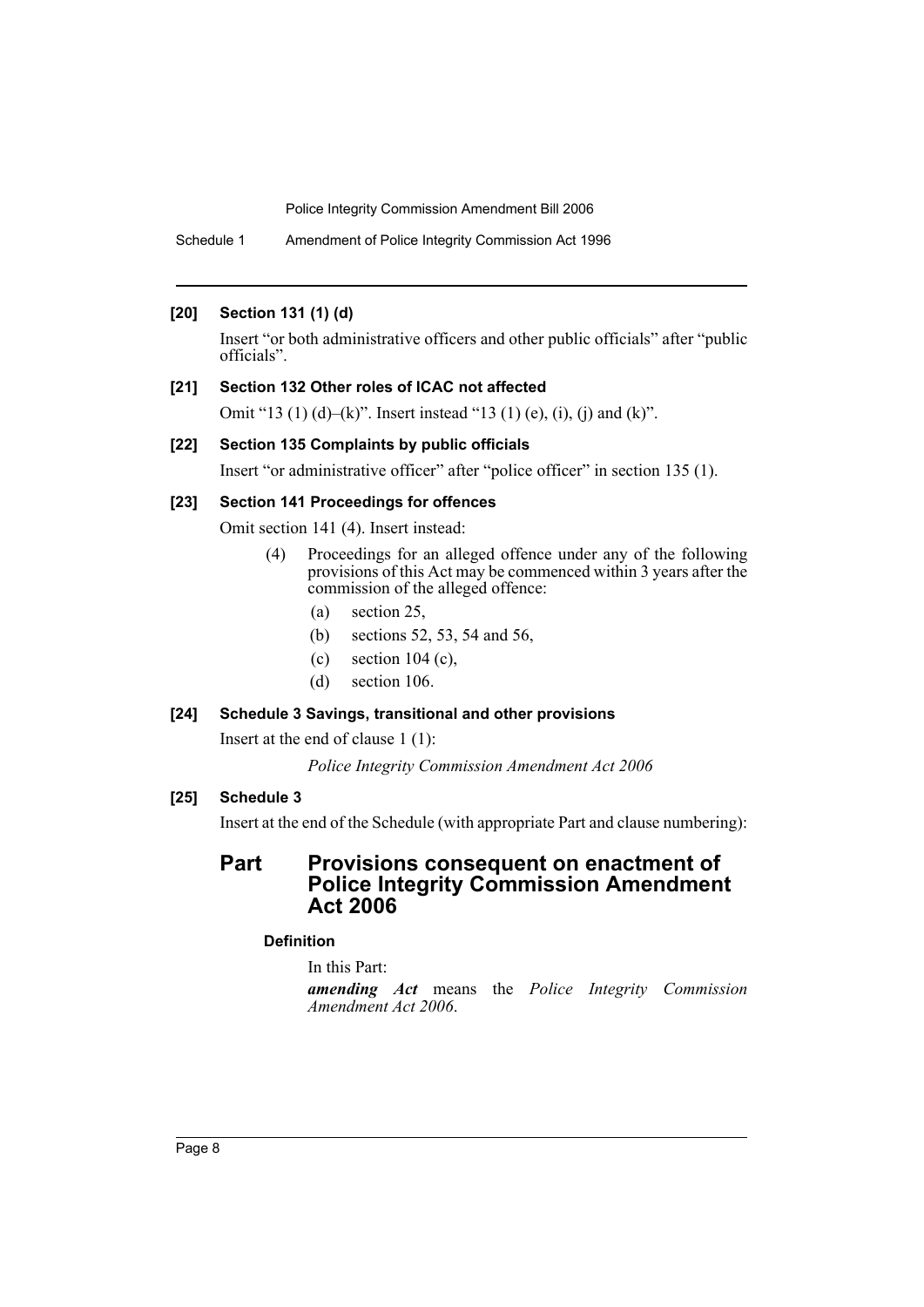**[20] Section 131 (1) (d)**

Insert "or both administrative officers and other public officials" after "public officials".

**[21] Section 132 Other roles of ICAC not affected**

Omit "13 (1) (d)–(k)". Insert instead "13 (1) (e), (i), (j) and (k)".

**[22] Section 135 Complaints by public officials**

Insert "or administrative officer" after "police officer" in section 135 (1).

**[23] Section 141 Proceedings for offences**

Omit section 141 (4). Insert instead:

(4) Proceedings for an alleged offence under any of the following provisions of this Act may be commenced within 3 years after the commission of the alleged offence:

- (a) section 25,
- (b) sections 52, 53, 54 and 56,
- (c) section 104 (c),
- (d) section 106.

**[24] Schedule 3 Savings, transitional and other provisions**

Insert at the end of clause 1 (1):

*Police Integrity Commission Amendment Act 2006*

**[25] Schedule 3**

Insert at the end of the Schedule (with appropriate Part and clause numbering):

## Part Provisions consequent on enactment of Police Integrity Commission Amendment Act 2006

**Definition**

In this Part:

***amending Act*** means the *Police Integrity Commission Amendment Act 2006*.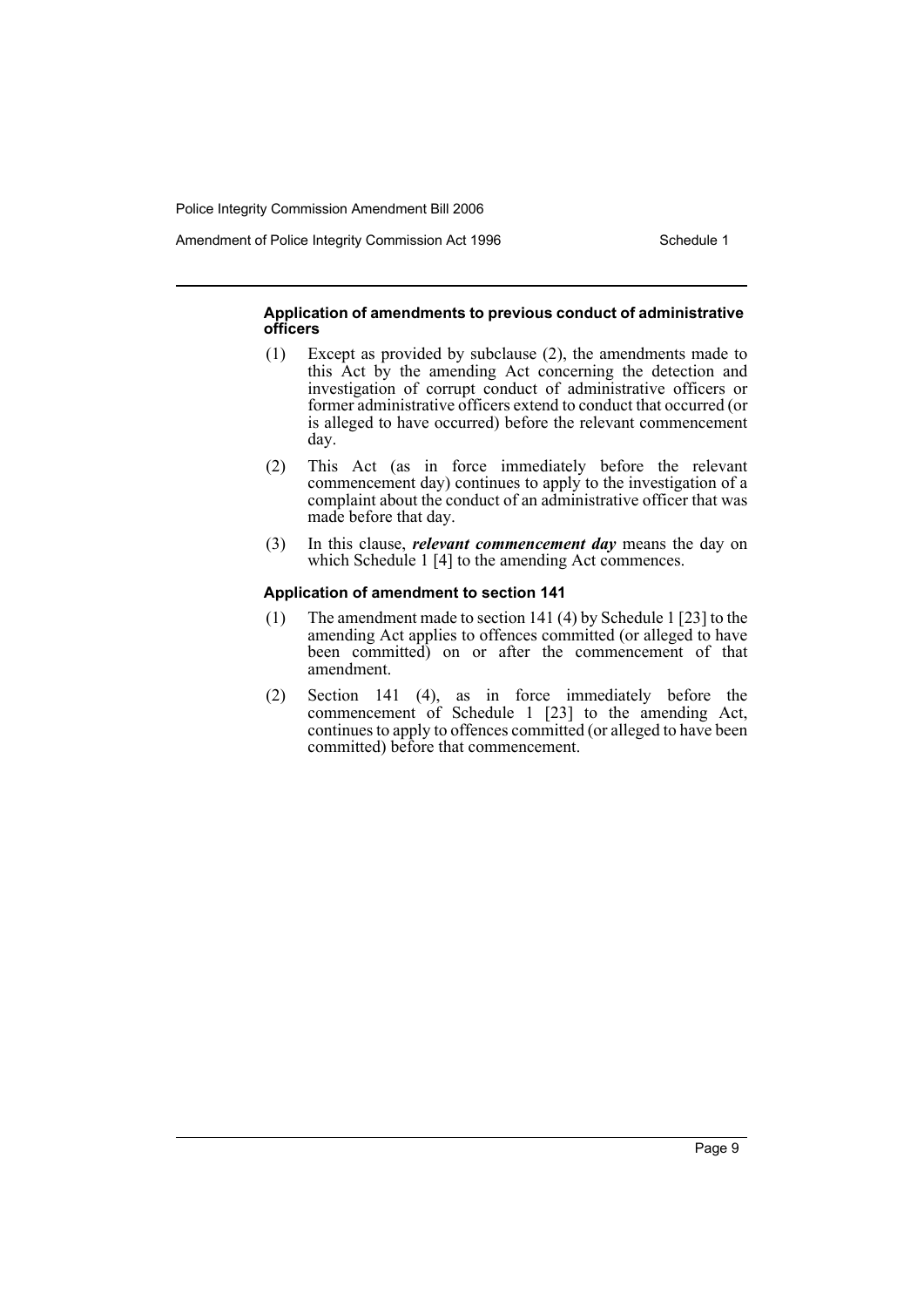### Application of amendments to previous conduct of administrative officers

(1) Except as provided by subclause (2), the amendments made to this Act by the amending Act concerning the detection and investigation of corrupt conduct of administrative officers or former administrative officers extend to conduct that occurred (or is alleged to have occurred) before the relevant commencement day.

(2) This Act (as in force immediately before the relevant commencement day) continues to apply to the investigation of a complaint about the conduct of an administrative officer that was made before that day.

(3) In this clause, ***relevant commencement day*** means the day on which Schedule 1 [4] to the amending Act commences.

### Application of amendment to section 141

(1) The amendment made to section 141 (4) by Schedule 1 [23] to the amending Act applies to offences committed (or alleged to have been committed) on or after the commencement of that amendment.

(2) Section 141 (4), as in force immediately before the commencement of Schedule 1 [23] to the amending Act, continues to apply to offences committed (or alleged to have been committed) before that commencement.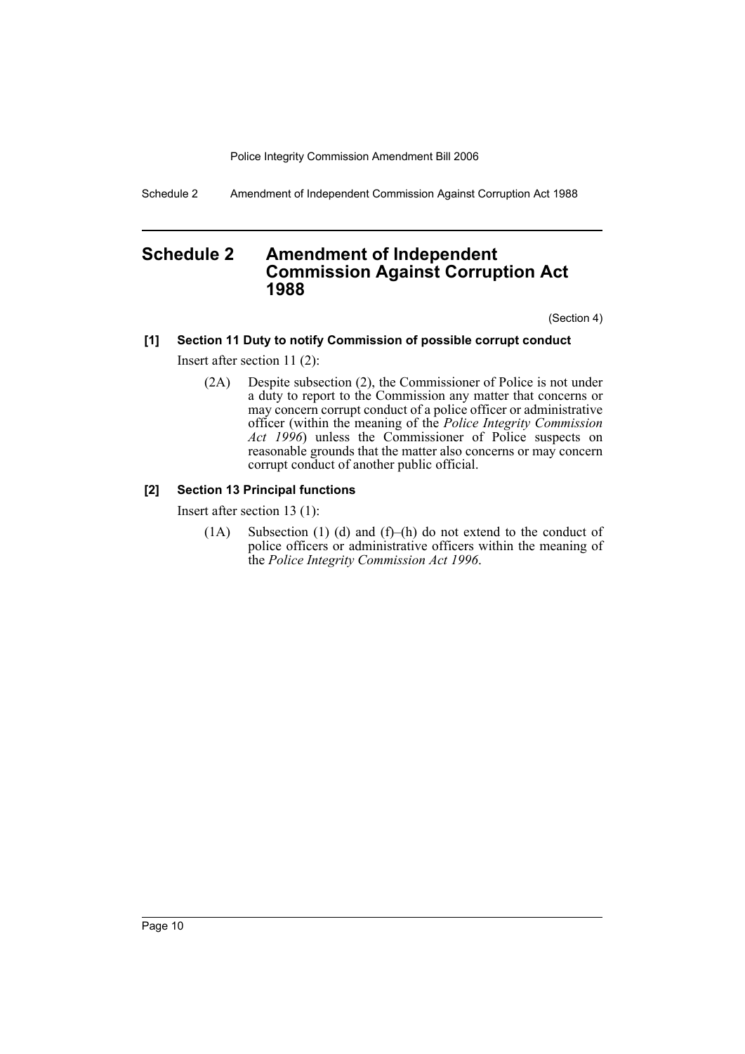# Schedule 2 Amendment of Independent Commission Against Corruption Act 1988

(Section 4)

**[1] Section 11 Duty to notify Commission of possible corrupt conduct**

Insert after section 11 (2):

(2A) Despite subsection (2), the Commissioner of Police is not under a duty to report to the Commission any matter that concerns or may concern corrupt conduct of a police officer or administrative officer (within the meaning of the *Police Integrity Commission Act 1996*) unless the Commissioner of Police suspects on reasonable grounds that the matter also concerns or may concern corrupt conduct of another public official.

**[2] Section 13 Principal functions**

Insert after section 13 (1):

(1A) Subsection (1) (d) and (f)–(h) do not extend to the conduct of police officers or administrative officers within the meaning of the *Police Integrity Commission Act 1996*.